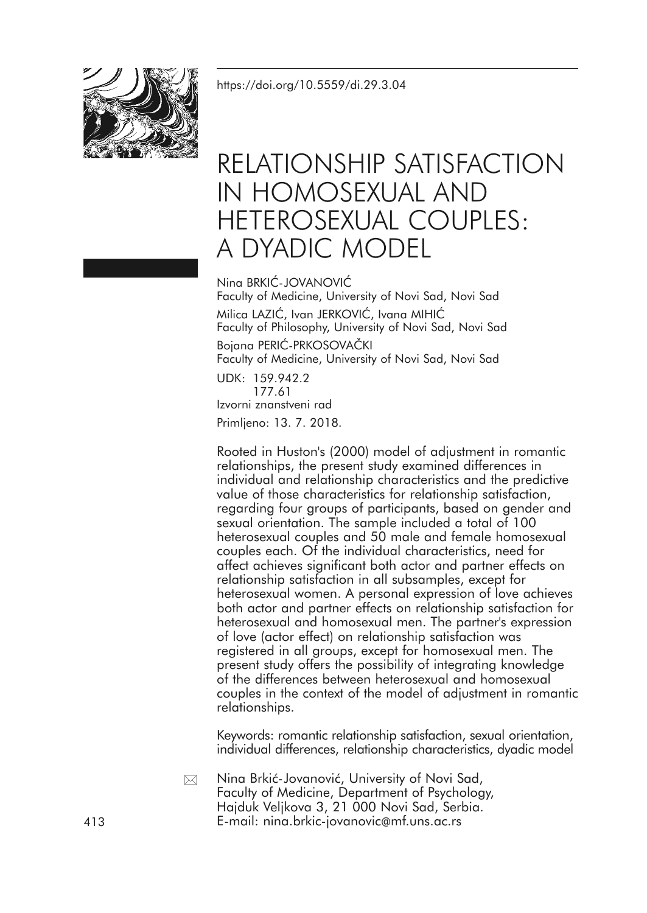https://doi.org/10.5559/di.29.3.04

# RELATIONSHIP SATISFACTION IN HOMOSEXUAL AND HETEROSEXUAL COUPLES: A DYADIC MODEL

Nina BRKIĆ-JOVANOVIĆ
Faculty of Medicine, University of Novi Sad, Novi Sad

Milica LAZIĆ, Ivan JERKOVIĆ, Ivana MIHIĆ
Faculty of Philosophy, University of Novi Sad, Novi Sad

Bojana PERIĆ-PRKOSOVAČKI
Faculty of Medicine, University of Novi Sad, Novi Sad

UDK: 159.942.2
177.61

Izvorni znanstveni rad

Primljeno: 13. 7. 2018.

Rooted in Huston's (2000) model of adjustment in romantic relationships, the present study examined differences in individual and relationship characteristics and the predictive value of those characteristics for relationship satisfaction, regarding four groups of participants, based on gender and sexual orientation. The sample included a total of 100 heterosexual couples and 50 male and female homosexual couples each. Of the individual characteristics, need for affect achieves significant both actor and partner effects on relationship satisfaction in all subsamples, except for heterosexual women. A personal expression of love achieves both actor and partner effects on relationship satisfaction for heterosexual and homosexual men. The partner's expression of love (actor effect) on relationship satisfaction was registered in all groups, except for homosexual men. The present study offers the possibility of integrating knowledge of the differences between heterosexual and homosexual couples in the context of the model of adjustment in romantic relationships.

Keywords: romantic relationship satisfaction, sexual orientation, individual differences, relationship characteristics, dyadic model

Nina Brkić-Jovanović, University of Novi Sad, Faculty of Medicine, Department of Psychology, Hajduk Veljkova 3, 21 000 Novi Sad, Serbia.
E-mail: nina.brkic-jovanovic@mf.uns.ac.rs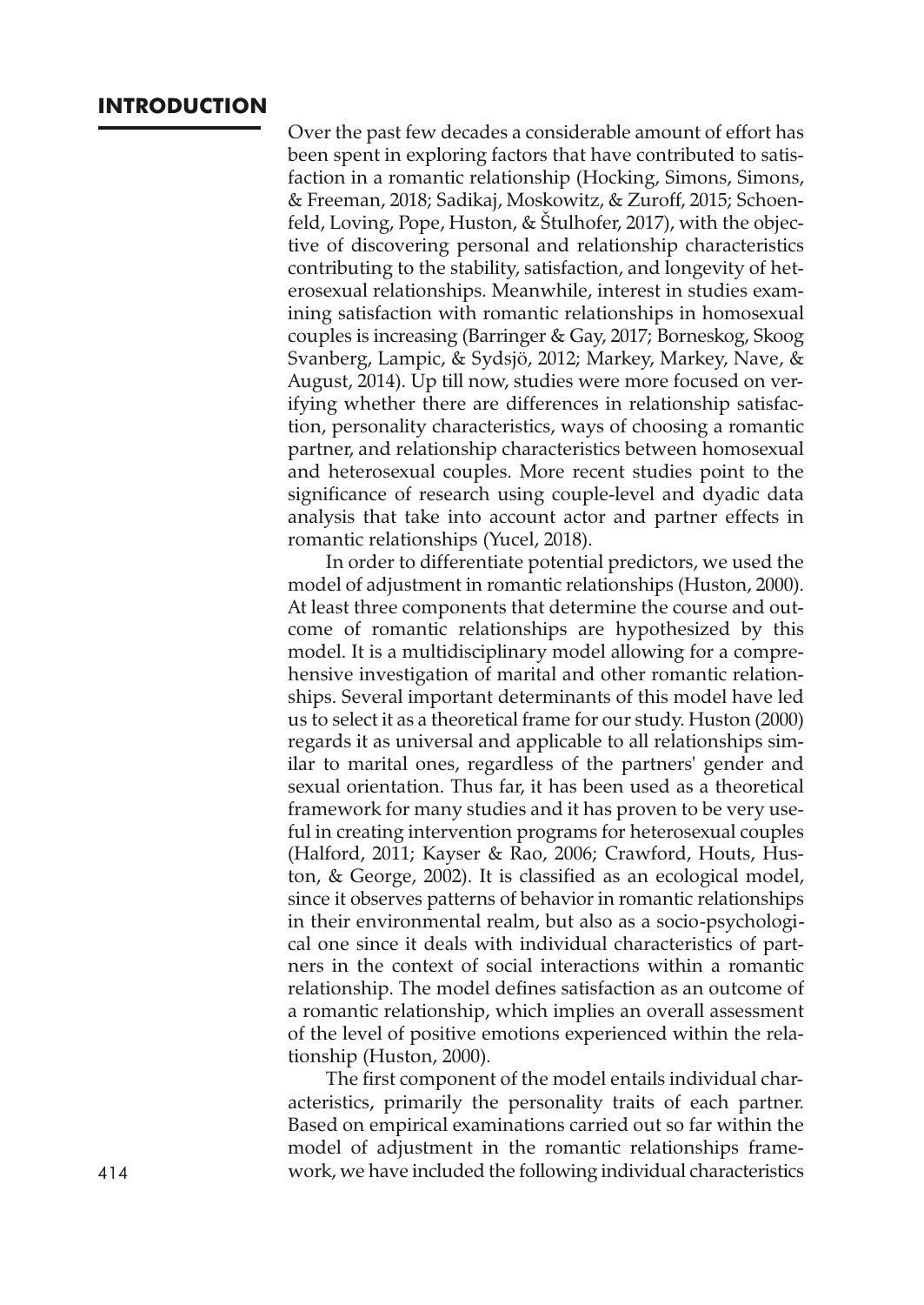## INTRODUCTION

Over the past few decades a considerable amount of effort has been spent in exploring factors that have contributed to satisfaction in a romantic relationship (Hocking, Simons, Simons, & Freeman, 2018; Sadikaj, Moskowitz, & Zuroff, 2015; Schoenfeld, Loving, Pope, Huston, & Štulhofer, 2017), with the objective of discovering personal and relationship characteristics contributing to the stability, satisfaction, and longevity of heterosexual relationships. Meanwhile, interest in studies examining satisfaction with romantic relationships in homosexual couples is increasing (Barringer & Gay, 2017; Borneskog, Skoog Svanberg, Lampic, & Sydsjö, 2012; Markey, Markey, Nave, & August, 2014). Up till now, studies were more focused on verifying whether there are differences in relationship satisfaction, personality characteristics, ways of choosing a romantic partner, and relationship characteristics between homosexual and heterosexual couples. More recent studies point to the significance of research using couple-level and dyadic data analysis that take into account actor and partner effects in romantic relationships (Yucel, 2018).

In order to differentiate potential predictors, we used the model of adjustment in romantic relationships (Huston, 2000). At least three components that determine the course and outcome of romantic relationships are hypothesized by this model. It is a multidisciplinary model allowing for a comprehensive investigation of marital and other romantic relationships. Several important determinants of this model have led us to select it as a theoretical frame for our study. Huston (2000) regards it as universal and applicable to all relationships similar to marital ones, regardless of the partners' gender and sexual orientation. Thus far, it has been used as a theoretical framework for many studies and it has proven to be very useful in creating intervention programs for heterosexual couples (Halford, 2011; Kayser & Rao, 2006; Crawford, Houts, Huston, & George, 2002). It is classified as an ecological model, since it observes patterns of behavior in romantic relationships in their environmental realm, but also as a socio-psychological one since it deals with individual characteristics of partners in the context of social interactions within a romantic relationship. The model defines satisfaction as an outcome of a romantic relationship, which implies an overall assessment of the level of positive emotions experienced within the relationship (Huston, 2000).

The first component of the model entails individual characteristics, primarily the personality traits of each partner. Based on empirical examinations carried out so far within the model of adjustment in the romantic relationships framework, we have included the following individual characteristics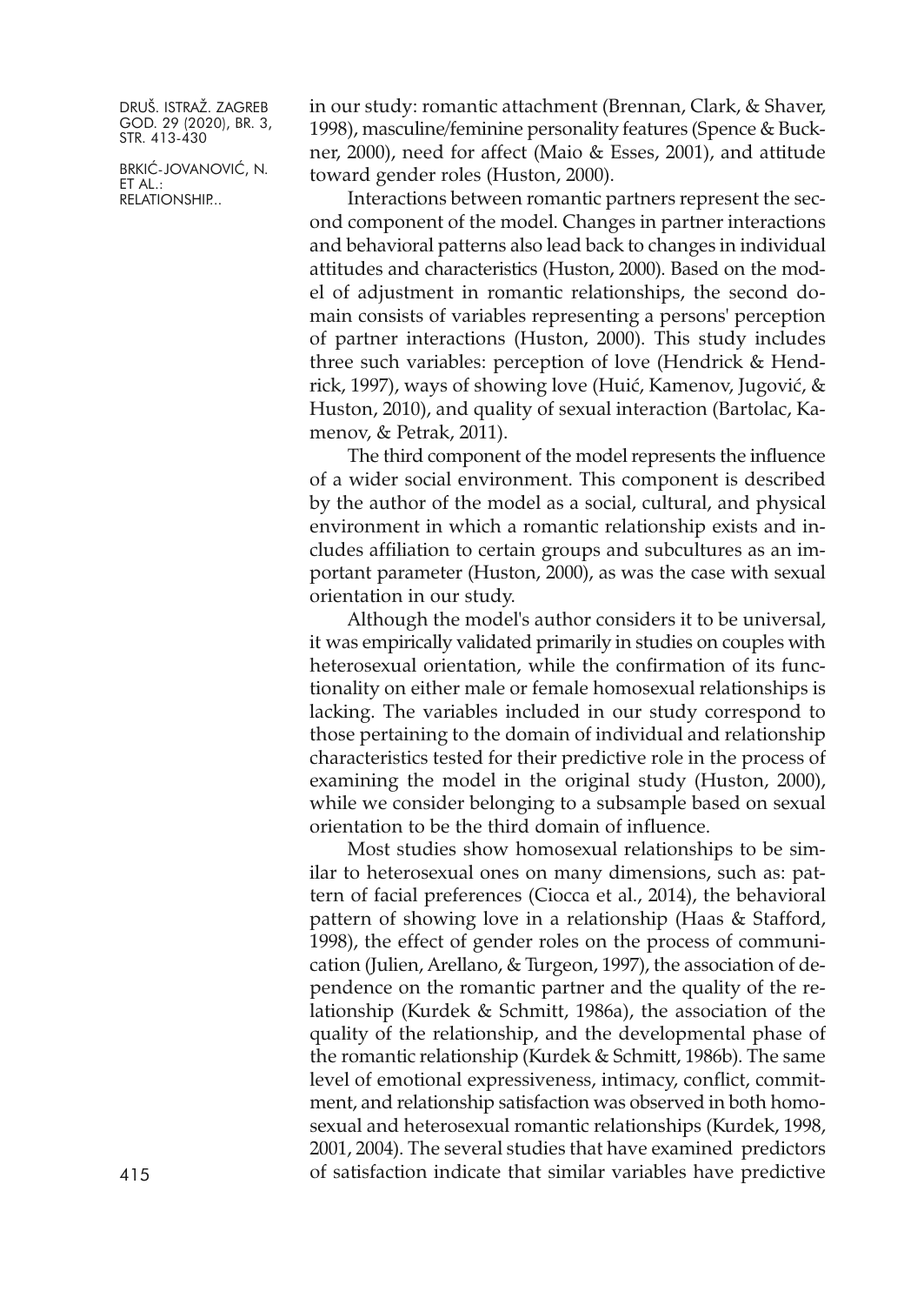in our study: romantic attachment (Brennan, Clark, & Shaver, 1998), masculine/feminine personality features (Spence & Buckner, 2000), need for affect (Maio & Esses, 2001), and attitude toward gender roles (Huston, 2000).

Interactions between romantic partners represent the second component of the model. Changes in partner interactions and behavioral patterns also lead back to changes in individual attitudes and characteristics (Huston, 2000). Based on the model of adjustment in romantic relationships, the second domain consists of variables representing a persons' perception of partner interactions (Huston, 2000). This study includes three such variables: perception of love (Hendrick & Hendrick, 1997), ways of showing love (Huić, Kamenov, Jugović, & Huston, 2010), and quality of sexual interaction (Bartolac, Kamenov, & Petrak, 2011).

The third component of the model represents the influence of a wider social environment. This component is described by the author of the model as a social, cultural, and physical environment in which a romantic relationship exists and includes affiliation to certain groups and subcultures as an important parameter (Huston, 2000), as was the case with sexual orientation in our study.

Although the model's author considers it to be universal, it was empirically validated primarily in studies on couples with heterosexual orientation, while the confirmation of its functionality on either male or female homosexual relationships is lacking. The variables included in our study correspond to those pertaining to the domain of individual and relationship characteristics tested for their predictive role in the process of examining the model in the original study (Huston, 2000), while we consider belonging to a subsample based on sexual orientation to be the third domain of influence.

Most studies show homosexual relationships to be similar to heterosexual ones on many dimensions, such as: pattern of facial preferences (Ciocca et al., 2014), the behavioral pattern of showing love in a relationship (Haas & Stafford, 1998), the effect of gender roles on the process of communication (Julien, Arellano, & Turgeon, 1997), the association of dependence on the romantic partner and the quality of the relationship (Kurdek & Schmitt, 1986a), the association of the quality of the relationship, and the developmental phase of the romantic relationship (Kurdek & Schmitt, 1986b). The same level of emotional expressiveness, intimacy, conflict, commitment, and relationship satisfaction was observed in both homosexual and heterosexual romantic relationships (Kurdek, 1998, 2001, 2004). The several studies that have examined predictors of satisfaction indicate that similar variables have predictive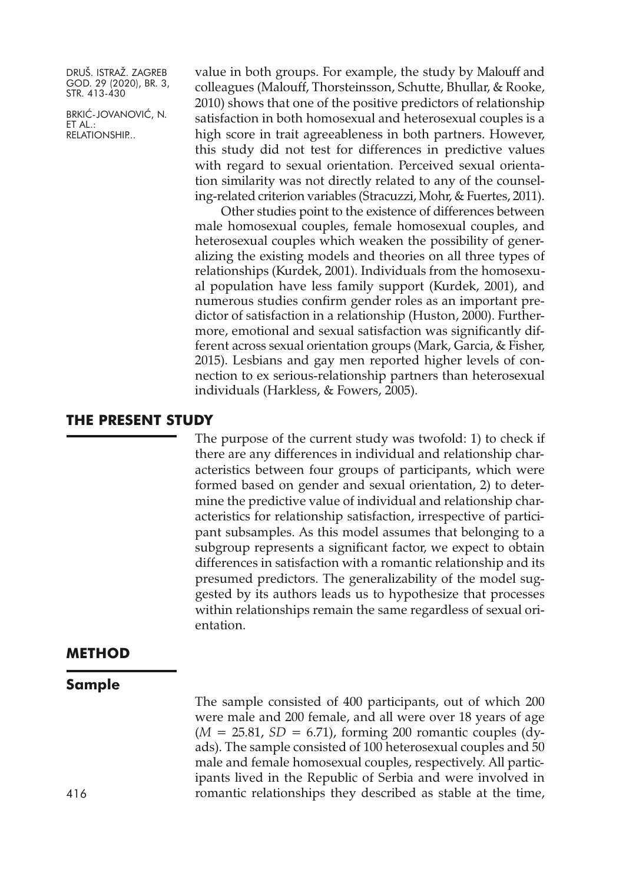value in both groups. For example, the study by Malouff and colleagues (Malouff, Thorsteinsson, Schutte, Bhullar, & Rooke, 2010) shows that one of the positive predictors of relationship satisfaction in both homosexual and heterosexual couples is a high score in trait agreeableness in both partners. However, this study did not test for differences in predictive values with regard to sexual orientation. Perceived sexual orientation similarity was not directly related to any of the counseling-related criterion variables (Stracuzzi, Mohr, & Fuertes, 2011).

Other studies point to the existence of differences between male homosexual couples, female homosexual couples, and heterosexual couples which weaken the possibility of generalizing the existing models and theories on all three types of relationships (Kurdek, 2001). Individuals from the homosexual population have less family support (Kurdek, 2001), and numerous studies confirm gender roles as an important predictor of satisfaction in a relationship (Huston, 2000). Furthermore, emotional and sexual satisfaction was significantly different across sexual orientation groups (Mark, Garcia, & Fisher, 2015). Lesbians and gay men reported higher levels of connection to ex serious-relationship partners than heterosexual individuals (Harkless, & Fowers, 2005).

## THE PRESENT STUDY

The purpose of the current study was twofold: 1) to check if there are any differences in individual and relationship characteristics between four groups of participants, which were formed based on gender and sexual orientation, 2) to determine the predictive value of individual and relationship characteristics for relationship satisfaction, irrespective of participant subsamples. As this model assumes that belonging to a subgroup represents a significant factor, we expect to obtain differences in satisfaction with a romantic relationship and its presumed predictors. The generalizability of the model suggested by its authors leads us to hypothesize that processes within relationships remain the same regardless of sexual orientation.

## METHOD

### Sample

The sample consisted of 400 participants, out of which 200 were male and 200 female, and all were over 18 years of age ($M$ = 25.81, $SD$ = 6.71), forming 200 romantic couples (dyads). The sample consisted of 100 heterosexual couples and 50 male and female homosexual couples, respectively. All participants lived in the Republic of Serbia and were involved in romantic relationships they described as stable at the time,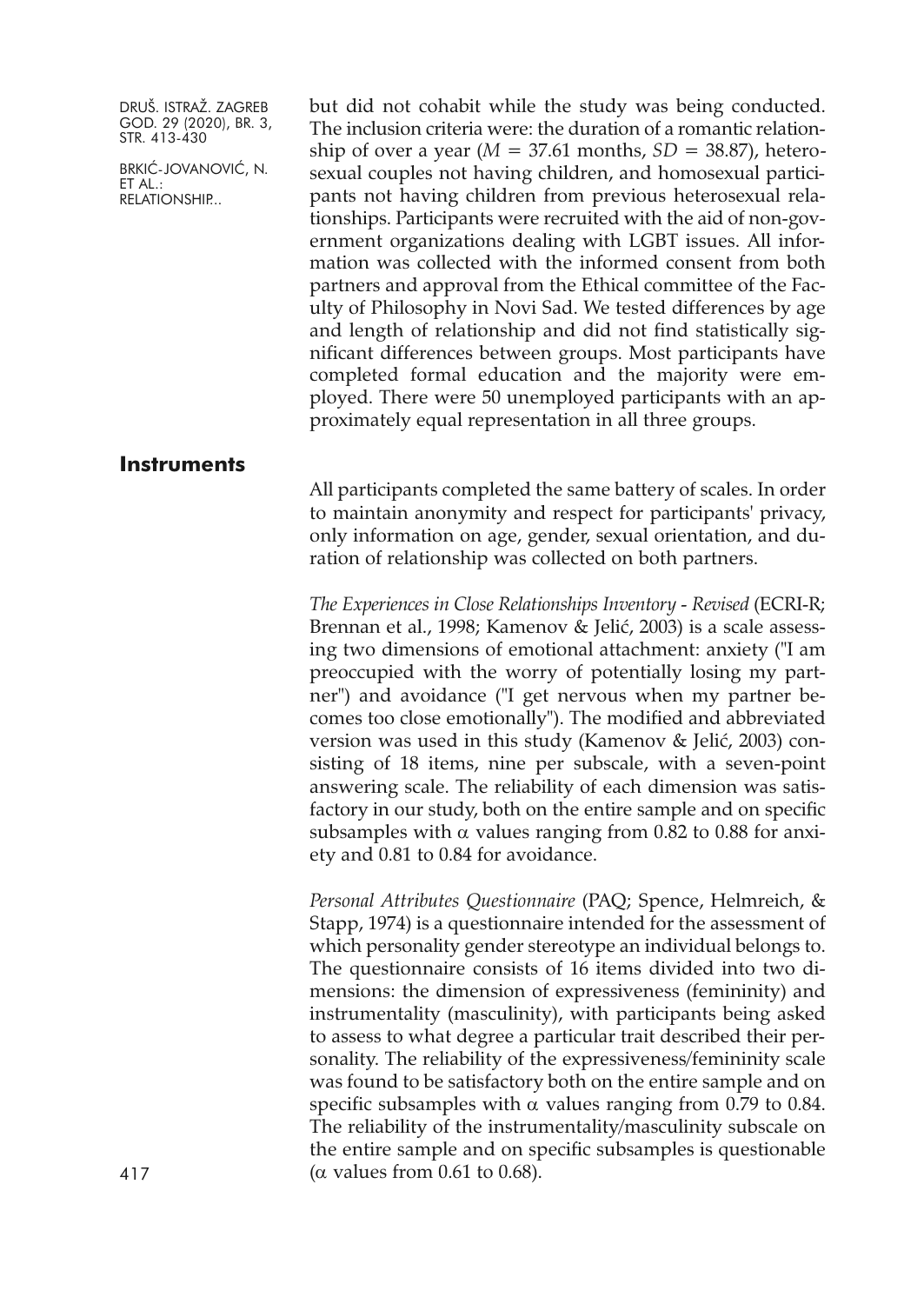but did not cohabit while the study was being conducted. The inclusion criteria were: the duration of a romantic relationship of over a year ($M$ = 37.61 months, $SD$ = 38.87), heterosexual couples not having children, and homosexual participants not having children from previous heterosexual relationships. Participants were recruited with the aid of non-government organizations dealing with LGBT issues. All information was collected with the informed consent from both partners and approval from the Ethical committee of the Faculty of Philosophy in Novi Sad. We tested differences by age and length of relationship and did not find statistically significant differences between groups. Most participants have completed formal education and the majority were employed. There were 50 unemployed participants with an approximately equal representation in all three groups.

## Instruments

All participants completed the same battery of scales. In order to maintain anonymity and respect for participants' privacy, only information on age, gender, sexual orientation, and duration of relationship was collected on both partners.

*The Experiences in Close Relationships Inventory - Revised* (ECRI-R; Brennan et al., 1998; Kamenov & Jelić, 2003) is a scale assessing two dimensions of emotional attachment: anxiety ("I am preoccupied with the worry of potentially losing my partner") and avoidance ("I get nervous when my partner becomes too close emotionally"). The modified and abbreviated version was used in this study (Kamenov & Jelić, 2003) consisting of 18 items, nine per subscale, with a seven-point answering scale. The reliability of each dimension was satisfactory in our study, both on the entire sample and on specific subsamples with $\alpha$ values ranging from 0.82 to 0.88 for anxiety and 0.81 to 0.84 for avoidance.

*Personal Attributes Questionnaire* (PAQ; Spence, Helmreich, & Stapp, 1974) is a questionnaire intended for the assessment of which personality gender stereotype an individual belongs to. The questionnaire consists of 16 items divided into two dimensions: the dimension of expressiveness (femininity) and instrumentality (masculinity), with participants being asked to assess to what degree a particular trait described their personality. The reliability of the expressiveness/femininity scale was found to be satisfactory both on the entire sample and on specific subsamples with $\alpha$ values ranging from 0.79 to 0.84. The reliability of the instrumentality/masculinity subscale on the entire sample and on specific subsamples is questionable ($\alpha$ values from 0.61 to 0.68).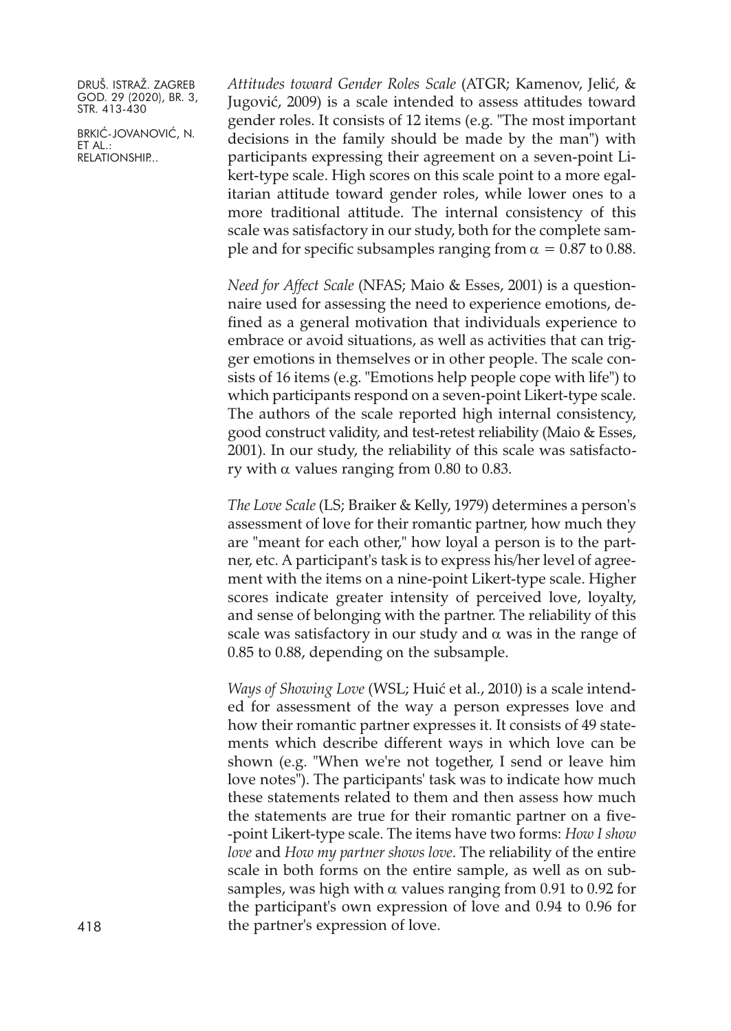*Attitudes toward Gender Roles Scale* (ATGR; Kamenov, Jelić, & Jugović, 2009) is a scale intended to assess attitudes toward gender roles. It consists of 12 items (e.g. "The most important decisions in the family should be made by the man") with participants expressing their agreement on a seven-point Likert-type scale. High scores on this scale point to a more egalitarian attitude toward gender roles, while lower ones to a more traditional attitude. The internal consistency of this scale was satisfactory in our study, both for the complete sample and for specific subsamples ranging from $\alpha = 0.87$ to 0.88.

*Need for Affect Scale* (NFAS; Maio & Esses, 2001) is a questionnaire used for assessing the need to experience emotions, defined as a general motivation that individuals experience to embrace or avoid situations, as well as activities that can trigger emotions in themselves or in other people. The scale consists of 16 items (e.g. "Emotions help people cope with life") to which participants respond on a seven-point Likert-type scale. The authors of the scale reported high internal consistency, good construct validity, and test-retest reliability (Maio & Esses, 2001). In our study, the reliability of this scale was satisfactory with $\alpha$ values ranging from 0.80 to 0.83.

*The Love Scale* (LS; Braiker & Kelly, 1979) determines a person's assessment of love for their romantic partner, how much they are "meant for each other," how loyal a person is to the partner, etc. A participant's task is to express his/her level of agreement with the items on a nine-point Likert-type scale. Higher scores indicate greater intensity of perceived love, loyalty, and sense of belonging with the partner. The reliability of this scale was satisfactory in our study and $\alpha$ was in the range of 0.85 to 0.88, depending on the subsample.

*Ways of Showing Love* (WSL; Huić et al., 2010) is a scale intended for assessment of the way a person expresses love and how their romantic partner expresses it. It consists of 49 statements which describe different ways in which love can be shown (e.g. "When we're not together, I send or leave him love notes"). The participants' task was to indicate how much these statements related to them and then assess how much the statements are true for their romantic partner on a five-point Likert-type scale. The items have two forms: *How I show love* and *How my partner shows love*. The reliability of the entire scale in both forms on the entire sample, as well as on subsamples, was high with $\alpha$ values ranging from 0.91 to 0.92 for the participant's own expression of love and 0.94 to 0.96 for the partner's expression of love.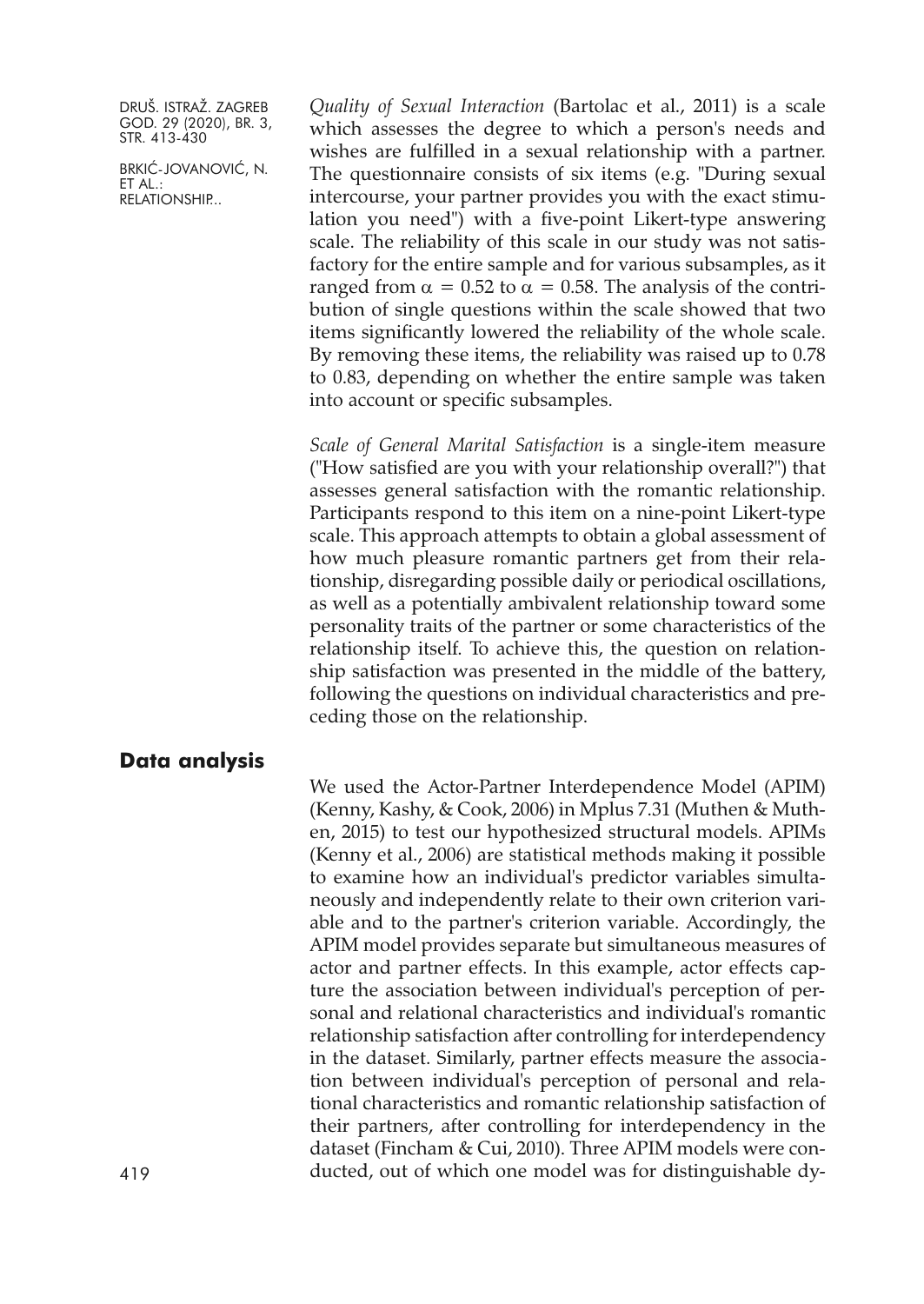*Quality of Sexual Interaction* (Bartolac et al., 2011) is a scale which assesses the degree to which a person's needs and wishes are fulfilled in a sexual relationship with a partner. The questionnaire consists of six items (e.g. "During sexual intercourse, your partner provides you with the exact stimulation you need") with a five-point Likert-type answering scale. The reliability of this scale in our study was not satisfactory for the entire sample and for various subsamples, as it ranged from $\alpha = 0.52$ to $\alpha = 0.58$. The analysis of the contribution of single questions within the scale showed that two items significantly lowered the reliability of the whole scale. By removing these items, the reliability was raised up to 0.78 to 0.83, depending on whether the entire sample was taken into account or specific subsamples.

*Scale of General Marital Satisfaction* is a single-item measure ("How satisfied are you with your relationship overall?") that assesses general satisfaction with the romantic relationship. Participants respond to this item on a nine-point Likert-type scale. This approach attempts to obtain a global assessment of how much pleasure romantic partners get from their relationship, disregarding possible daily or periodical oscillations, as well as a potentially ambivalent relationship toward some personality traits of the partner or some characteristics of the relationship itself. To achieve this, the question on relationship satisfaction was presented in the middle of the battery, following the questions on individual characteristics and preceding those on the relationship.

## Data analysis

We used the Actor-Partner Interdependence Model (APIM) (Kenny, Kashy, & Cook, 2006) in Mplus 7.31 (Muthen & Muthen, 2015) to test our hypothesized structural models. APIMs (Kenny et al., 2006) are statistical methods making it possible to examine how an individual's predictor variables simultaneously and independently relate to their own criterion variable and to the partner's criterion variable. Accordingly, the APIM model provides separate but simultaneous measures of actor and partner effects. In this example, actor effects capture the association between individual's perception of personal and relational characteristics and individual's romantic relationship satisfaction after controlling for interdependency in the dataset. Similarly, partner effects measure the association between individual's perception of personal and relational characteristics and romantic relationship satisfaction of their partners, after controlling for interdependency in the dataset (Fincham & Cui, 2010). Three APIM models were conducted, out of which one model was for distinguishable dy-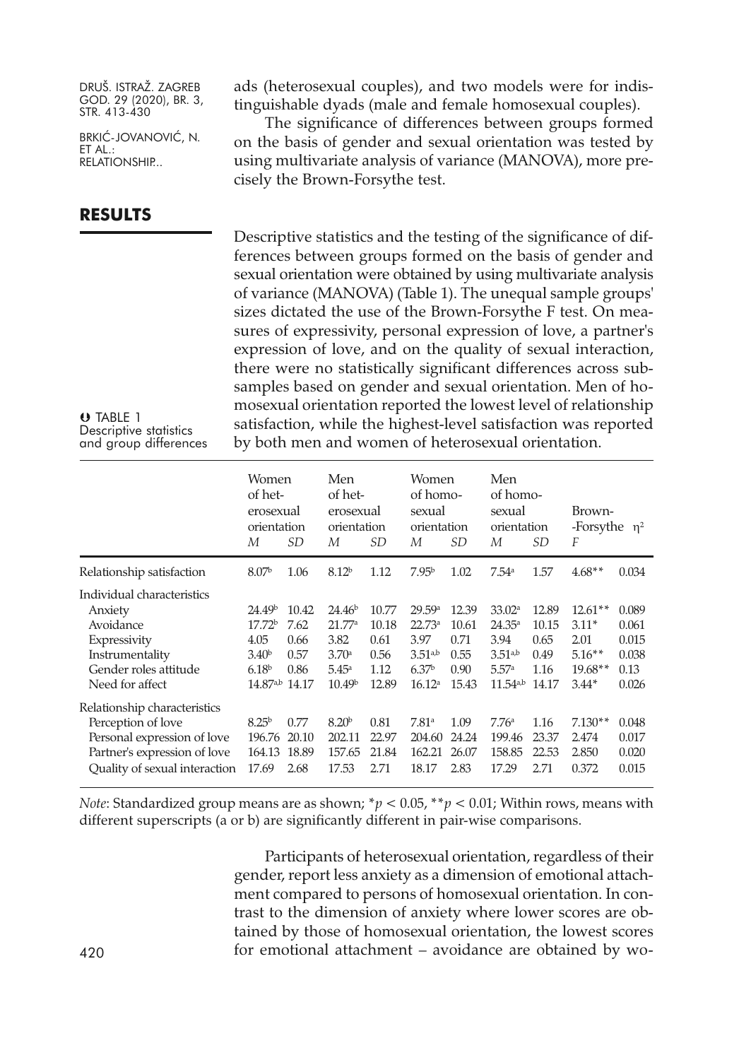ads (heterosexual couples), and two models were for indistinguishable dyads (male and female homosexual couples).

The significance of differences between groups formed on the basis of gender and sexual orientation was tested by using multivariate analysis of variance (MANOVA), more precisely the Brown-Forsythe test.

## RESULTS

Descriptive statistics and the testing of the significance of differences between groups formed on the basis of gender and sexual orientation were obtained by using multivariate analysis of variance (MANOVA) (Table 1). The unequal sample groups' sizes dictated the use of the Brown-Forsythe F test. On measures of expressivity, personal expression of love, a partner's expression of love, and on the quality of sexual interaction, there were no statistically significant differences across subsamples based on gender and sexual orientation. Men of homosexual orientation reported the lowest level of relationship satisfaction, while the highest-level satisfaction was reported by both men and women of heterosexual orientation.

TABLE 1
Descriptive statistics and group differences

| | Women of heterosexual orientation | | Men of heterosexual orientation | | Women of homosexual orientation | | Men of homosexual orientation | | Brown-Forsythe | $\eta^2$ |
|---|---|---|---|---|---|---|---|---|---|---|
| | *M* | *SD* | *M* | *SD* | *M* | *SD* | *M* | *SD* | *F* | |
| Relationship satisfaction | 8.07$^b$ | 1.06 | 8.12$^b$ | 1.12 | 7.95$^b$ | 1.02 | 7.54$^a$ | 1.57 | 4.68** | 0.034 |
| Individual characteristics | | | | | | | | | | |
| Anxiety | 24.49$^b$ | 10.42 | 24.46$^b$ | 10.77 | 29.59$^a$ | 12.39 | 33.02$^a$ | 12.89 | 12.61** | 0.089 |
| Avoidance | 17.72$^b$ | 7.62 | 21.77$^a$ | 10.18 | 22.73$^a$ | 10.61 | 24.35$^a$ | 10.15 | 3.11* | 0.061 |
| Expressivity | 4.05 | 0.66 | 3.82 | 0.61 | 3.97 | 0.71 | 3.94 | 0.65 | 2.01 | 0.015 |
| Instrumentality | 3.40$^b$ | 0.57 | 3.70$^a$ | 0.56 | 3.51$^{a,b}$ | 0.55 | 3.51$^{a,b}$ | 0.49 | 5.16** | 0.038 |
| Gender roles attitude | 6.18$^b$ | 0.86 | 5.45$^a$ | 1.12 | 6.37$^b$ | 0.90 | 5.57$^a$ | 1.16 | 19.68** | 0.13 |
| Need for affect | 14.87$^{a,b}$ | 14.17 | 10.49$^b$ | 12.89 | 16.12$^a$ | 15.43 | 11.54$^{a,b}$ | 14.17 | 3.44* | 0.026 |
| Relationship characteristics | | | | | | | | | | |
| Perception of love | 8.25$^b$ | 0.77 | 8.20$^b$ | 0.81 | 7.81$^a$ | 1.09 | 7.76$^a$ | 1.16 | 7.130** | 0.048 |
| Personal expression of love | 196.76 | 20.10 | 202.11 | 22.97 | 204.60 | 24.24 | 199.46 | 23.37 | 2.474 | 0.017 |
| Partner's expression of love | 164.13 | 18.89 | 157.65 | 21.84 | 162.21 | 26.07 | 158.85 | 22.53 | 2.850 | 0.020 |
| Quality of sexual interaction | 17.69 | 2.68 | 17.53 | 2.71 | 18.17 | 2.83 | 17.29 | 2.71 | 0.372 | 0.015 |

*Note*: Standardized group means are as shown; $^*p < 0.05$, $^{**}p < 0.01$; Within rows, means with different superscripts (a or b) are significantly different in pair-wise comparisons.

Participants of heterosexual orientation, regardless of their gender, report less anxiety as a dimension of emotional attachment compared to persons of homosexual orientation. In contrast to the dimension of anxiety where lower scores are obtained by those of homosexual orientation, the lowest scores for emotional attachment – avoidance are obtained by wo-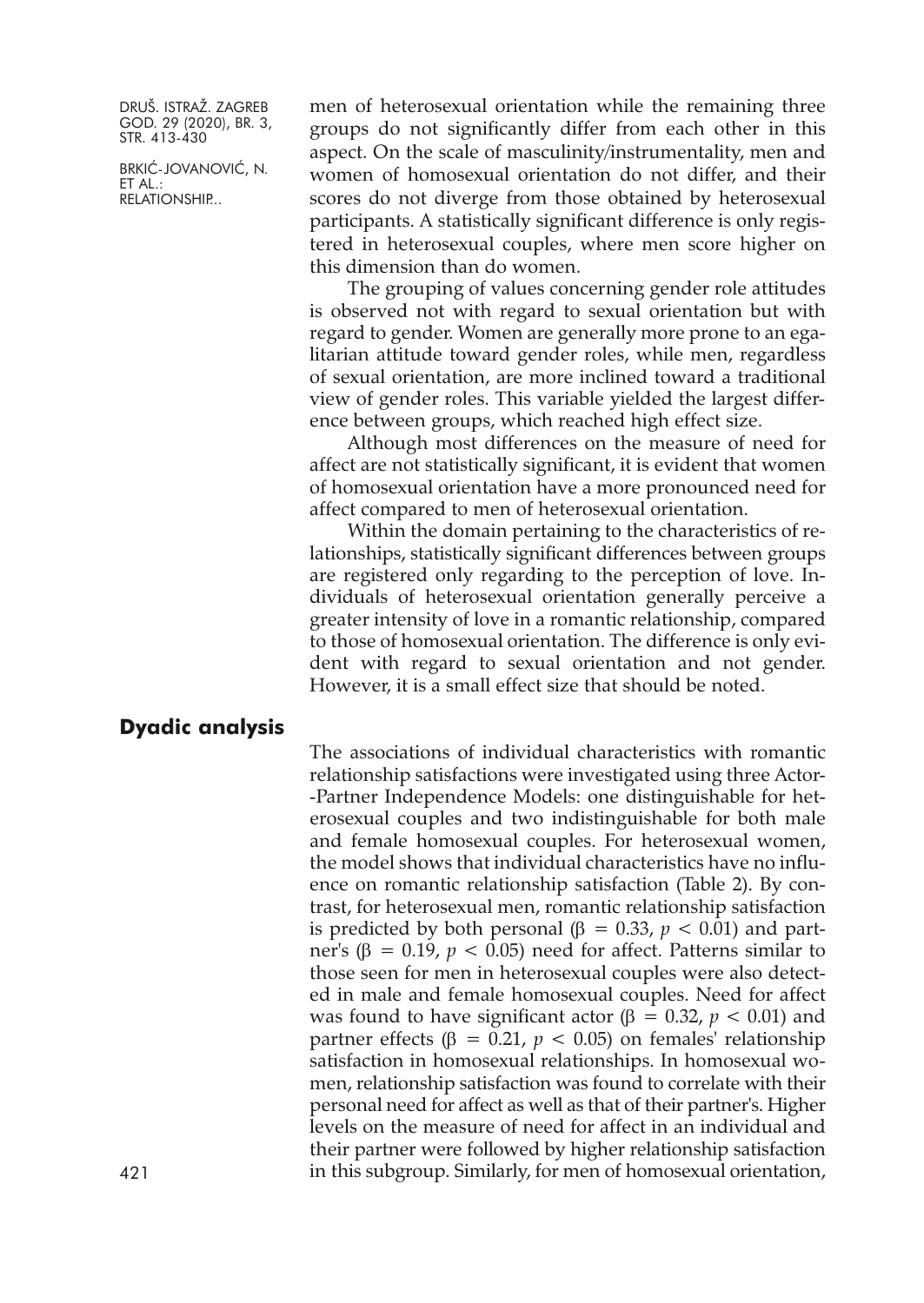men of heterosexual orientation while the remaining three groups do not significantly differ from each other in this aspect. On the scale of masculinity/instrumentality, men and women of homosexual orientation do not differ, and their scores do not diverge from those obtained by heterosexual participants. A statistically significant difference is only registered in heterosexual couples, where men score higher on this dimension than do women.

The grouping of values concerning gender role attitudes is observed not with regard to sexual orientation but with regard to gender. Women are generally more prone to an egalitarian attitude toward gender roles, while men, regardless of sexual orientation, are more inclined toward a traditional view of gender roles. This variable yielded the largest difference between groups, which reached high effect size.

Although most differences on the measure of need for affect are not statistically significant, it is evident that women of homosexual orientation have a more pronounced need for affect compared to men of heterosexual orientation.

Within the domain pertaining to the characteristics of relationships, statistically significant differences between groups are registered only regarding to the perception of love. Individuals of heterosexual orientation generally perceive a greater intensity of love in a romantic relationship, compared to those of homosexual orientation. The difference is only evident with regard to sexual orientation and not gender. However, it is a small effect size that should be noted.

## Dyadic analysis

The associations of individual characteristics with romantic relationship satisfactions were investigated using three Actor-Partner Independence Models: one distinguishable for heterosexual couples and two indistinguishable for both male and female homosexual couples. For heterosexual women, the model shows that individual characteristics have no influence on romantic relationship satisfaction (Table 2). By contrast, for heterosexual men, romantic relationship satisfaction is predicted by both personal ($\beta = 0.33$, $p < 0.01$) and partner's ($\beta = 0.19$, $p < 0.05$) need for affect. Patterns similar to those seen for men in heterosexual couples were also detected in male and female homosexual couples. Need for affect was found to have significant actor ($\beta = 0.32$, $p < 0.01$) and partner effects ($\beta = 0.21$, $p < 0.05$) on females' relationship satisfaction in homosexual relationships. In homosexual women, relationship satisfaction was found to correlate with their personal need for affect as well as that of their partner's. Higher levels on the measure of need for affect in an individual and their partner were followed by higher relationship satisfaction in this subgroup. Similarly, for men of homosexual orientation,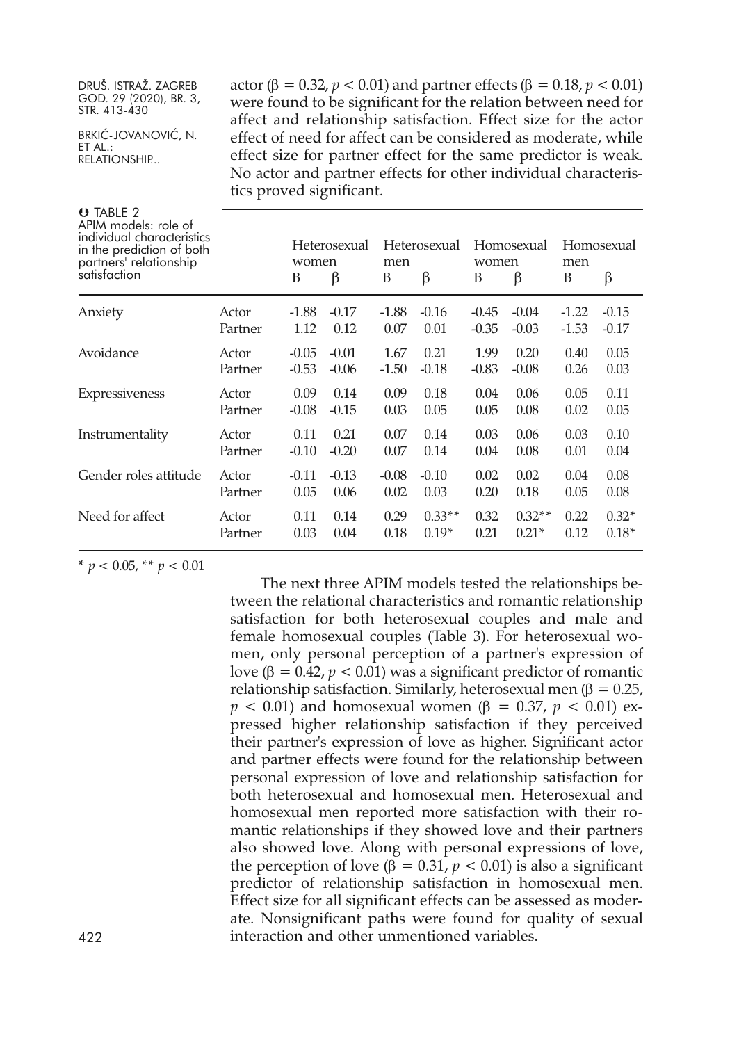actor ($\beta = 0.32$, $p < 0.01$) and partner effects ($\beta = 0.18$, $p < 0.01$) were found to be significant for the relation between need for affect and relationship satisfaction. Effect size for the actor effect of need for affect can be considered as moderate, while effect size for partner effect for the same predictor is weak. No actor and partner effects for other individual characteristics proved significant.

TABLE 2
APIM models: role of individual characteristics in the prediction of both partners' relationship satisfaction

| | | Heterosexual women | | Heterosexual men | | Homosexual women | | Homosexual men | |
|---|---|---|---|---|---|---|---|---|---|
| | | B | β | B | β | B | β | B | β |
| Anxiety | Actor | -1.88 | -0.17 | -1.88 | -0.16 | -0.45 | -0.04 | -1.22 | -0.15 |
| | Partner | 1.12 | 0.12 | 0.07 | 0.01 | -0.35 | -0.03 | -1.53 | -0.17 |
| Avoidance | Actor | -0.05 | -0.01 | 1.67 | 0.21 | 1.99 | 0.20 | 0.40 | 0.05 |
| | Partner | -0.53 | -0.06 | -1.50 | -0.18 | -0.83 | -0.08 | 0.26 | 0.03 |
| Expressiveness | Actor | 0.09 | 0.14 | 0.09 | 0.18 | 0.04 | 0.06 | 0.05 | 0.11 |
| | Partner | -0.08 | -0.15 | 0.03 | 0.05 | 0.05 | 0.08 | 0.02 | 0.05 |
| Instrumentality | Actor | 0.11 | 0.21 | 0.07 | 0.14 | 0.03 | 0.06 | 0.03 | 0.10 |
| | Partner | -0.10 | -0.20 | 0.07 | 0.14 | 0.04 | 0.08 | 0.01 | 0.04 |
| Gender roles attitude | Actor | -0.11 | -0.13 | -0.08 | -0.10 | 0.02 | 0.02 | 0.04 | 0.08 |
| | Partner | 0.05 | 0.06 | 0.02 | 0.03 | 0.20 | 0.18 | 0.05 | 0.08 |
| Need for affect | Actor | 0.11 | 0.14 | 0.29 | 0.33** | 0.32 | 0.32** | 0.22 | 0.32* |
| | Partner | 0.03 | 0.04 | 0.18 | 0.19* | 0.21 | 0.21* | 0.12 | 0.18* |

* $p < 0.05$, ** $p < 0.01$

The next three APIM models tested the relationships between the relational characteristics and romantic relationship satisfaction for both heterosexual couples and male and female homosexual couples (Table 3). For heterosexual women, only personal perception of a partner's expression of love ($\beta = 0.42$, $p < 0.01$) was a significant predictor of romantic relationship satisfaction. Similarly, heterosexual men ($\beta = 0.25$, $p < 0.01$) and homosexual women ($\beta = 0.37$, $p < 0.01$) expressed higher relationship satisfaction if they perceived their partner's expression of love as higher. Significant actor and partner effects were found for the relationship between personal expression of love and relationship satisfaction for both heterosexual and homosexual men. Heterosexual and homosexual men reported more satisfaction with their romantic relationships if they showed love and their partners also showed love. Along with personal expressions of love, the perception of love ($\beta = 0.31$, $p < 0.01$) is also a significant predictor of relationship satisfaction in homosexual men. Effect size for all significant effects can be assessed as moderate. Nonsignificant paths were found for quality of sexual interaction and other unmentioned variables.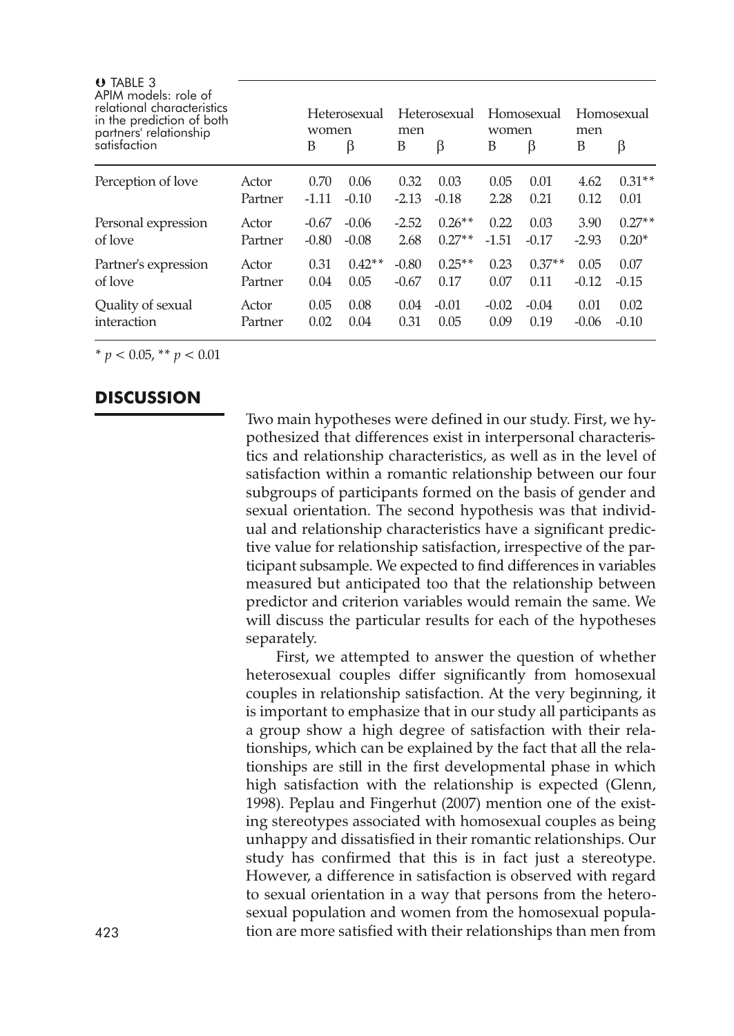TABLE 3
APIM models: role of relational characteristics in the prediction of both partners' relationship satisfaction

| | | Heterosexual women | | Heterosexual men | | Homosexual women | | Homosexual men | |
|---|---|---|---|---|---|---|---|---|---|
| | | B | β | B | β | B | β | B | β |
| Perception of love | Actor | 0.70 | 0.06 | 0.32 | 0.03 | 0.05 | 0.01 | 4.62 | 0.31** |
| | Partner | -1.11 | -0.10 | -2.13 | -0.18 | 2.28 | 0.21 | 0.12 | 0.01 |
| Personal expression of love | Actor | -0.67 | -0.06 | -2.52 | 0.26** | 0.22 | 0.03 | 3.90 | 0.27** |
| | Partner | -0.80 | -0.08 | 2.68 | 0.27** | -1.51 | -0.17 | -2.93 | 0.20* |
| Partner's expression of love | Actor | 0.31 | 0.42** | -0.80 | 0.25** | 0.23 | 0.37** | 0.05 | 0.07 |
| | Partner | 0.04 | 0.05 | -0.67 | 0.17 | 0.07 | 0.11 | -0.12 | -0.15 |
| Quality of sexual interaction | Actor | 0.05 | 0.08 | 0.04 | -0.01 | -0.02 | -0.04 | 0.01 | 0.02 |
| | Partner | 0.02 | 0.04 | 0.31 | 0.05 | 0.09 | 0.19 | -0.06 | -0.10 |

* $p < 0.05$, ** $p < 0.01$

## DISCUSSION

Two main hypotheses were defined in our study. First, we hypothesized that differences exist in interpersonal characteristics and relationship characteristics, as well as in the level of satisfaction within a romantic relationship between our four subgroups of participants formed on the basis of gender and sexual orientation. The second hypothesis was that individual and relationship characteristics have a significant predictive value for relationship satisfaction, irrespective of the participant subsample. We expected to find differences in variables measured but anticipated too that the relationship between predictor and criterion variables would remain the same. We will discuss the particular results for each of the hypotheses separately.

First, we attempted to answer the question of whether heterosexual couples differ significantly from homosexual couples in relationship satisfaction. At the very beginning, it is important to emphasize that in our study all participants as a group show a high degree of satisfaction with their relationships, which can be explained by the fact that all the relationships are still in the first developmental phase in which high satisfaction with the relationship is expected (Glenn, 1998). Peplau and Fingerhut (2007) mention one of the existing stereotypes associated with homosexual couples as being unhappy and dissatisfied in their romantic relationships. Our study has confirmed that this is in fact just a stereotype. However, a difference in satisfaction is observed with regard to sexual orientation in a way that persons from the heterosexual population and women from the homosexual population are more satisfied with their relationships than men from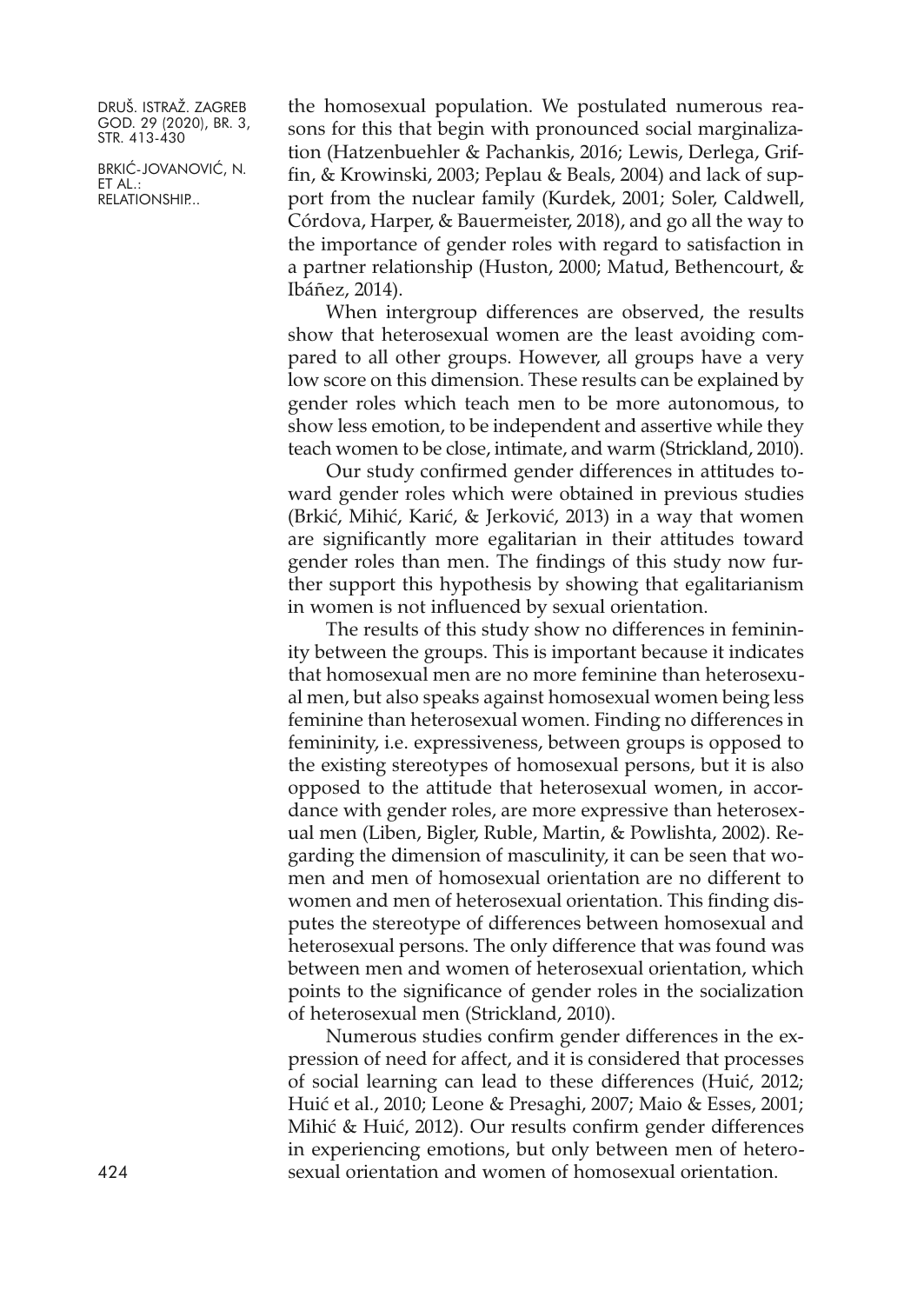the homosexual population. We postulated numerous reasons for this that begin with pronounced social marginalization (Hatzenbuehler & Pachankis, 2016; Lewis, Derlega, Griffin, & Krowinski, 2003; Peplau & Beals, 2004) and lack of support from the nuclear family (Kurdek, 2001; Soler, Caldwell, Córdova, Harper, & Bauermeister, 2018), and go all the way to the importance of gender roles with regard to satisfaction in a partner relationship (Huston, 2000; Matud, Bethencourt, & Ibáñez, 2014).

When intergroup differences are observed, the results show that heterosexual women are the least avoiding compared to all other groups. However, all groups have a very low score on this dimension. These results can be explained by gender roles which teach men to be more autonomous, to show less emotion, to be independent and assertive while they teach women to be close, intimate, and warm (Strickland, 2010).

Our study confirmed gender differences in attitudes toward gender roles which were obtained in previous studies (Brkić, Mihić, Karić, & Jerković, 2013) in a way that women are significantly more egalitarian in their attitudes toward gender roles than men. The findings of this study now further support this hypothesis by showing that egalitarianism in women is not influenced by sexual orientation.

The results of this study show no differences in femininity between the groups. This is important because it indicates that homosexual men are no more feminine than heterosexual men, but also speaks against homosexual women being less feminine than heterosexual women. Finding no differences in femininity, i.e. expressiveness, between groups is opposed to the existing stereotypes of homosexual persons, but it is also opposed to the attitude that heterosexual women, in accordance with gender roles, are more expressive than heterosexual men (Liben, Bigler, Ruble, Martin, & Powlishta, 2002). Regarding the dimension of masculinity, it can be seen that women and men of homosexual orientation are no different to women and men of heterosexual orientation. This finding disputes the stereotype of differences between homosexual and heterosexual persons. The only difference that was found was between men and women of heterosexual orientation, which points to the significance of gender roles in the socialization of heterosexual men (Strickland, 2010).

Numerous studies confirm gender differences in the expression of need for affect, and it is considered that processes of social learning can lead to these differences (Huić, 2012; Huić et al., 2010; Leone & Presaghi, 2007; Maio & Esses, 2001; Mihić & Huić, 2012). Our results confirm gender differences in experiencing emotions, but only between men of heterosexual orientation and women of homosexual orientation.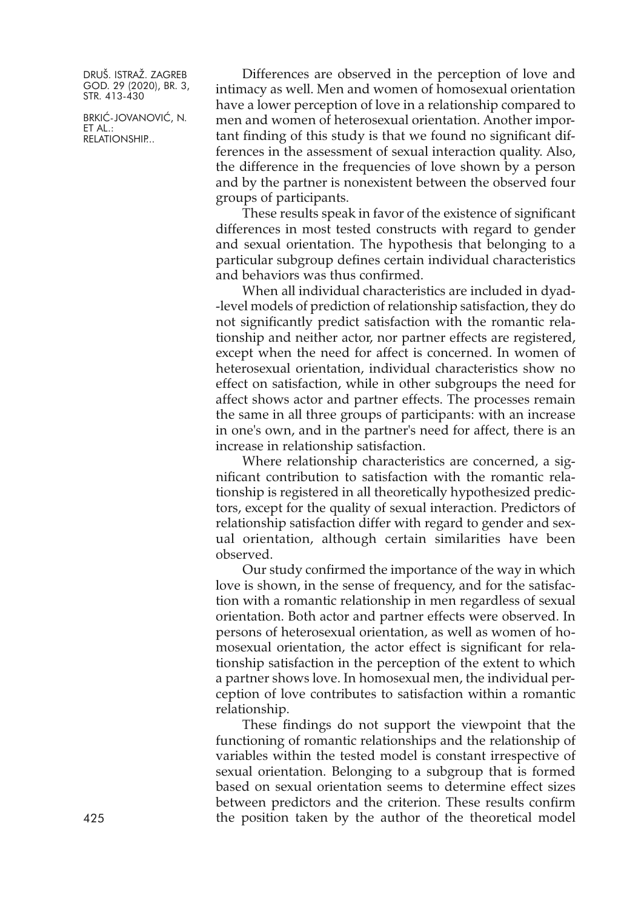Differences are observed in the perception of love and intimacy as well. Men and women of homosexual orientation have a lower perception of love in a relationship compared to men and women of heterosexual orientation. Another important finding of this study is that we found no significant differences in the assessment of sexual interaction quality. Also, the difference in the frequencies of love shown by a person and by the partner is nonexistent between the observed four groups of participants.

These results speak in favor of the existence of significant differences in most tested constructs with regard to gender and sexual orientation. The hypothesis that belonging to a particular subgroup defines certain individual characteristics and behaviors was thus confirmed.

When all individual characteristics are included in dyad-level models of prediction of relationship satisfaction, they do not significantly predict satisfaction with the romantic relationship and neither actor, nor partner effects are registered, except when the need for affect is concerned. In women of heterosexual orientation, individual characteristics show no effect on satisfaction, while in other subgroups the need for affect shows actor and partner effects. The processes remain the same in all three groups of participants: with an increase in one's own, and in the partner's need for affect, there is an increase in relationship satisfaction.

Where relationship characteristics are concerned, a significant contribution to satisfaction with the romantic relationship is registered in all theoretically hypothesized predictors, except for the quality of sexual interaction. Predictors of relationship satisfaction differ with regard to gender and sexual orientation, although certain similarities have been observed.

Our study confirmed the importance of the way in which love is shown, in the sense of frequency, and for the satisfaction with a romantic relationship in men regardless of sexual orientation. Both actor and partner effects were observed. In persons of heterosexual orientation, as well as women of homosexual orientation, the actor effect is significant for relationship satisfaction in the perception of the extent to which a partner shows love. In homosexual men, the individual perception of love contributes to satisfaction within a romantic relationship.

These findings do not support the viewpoint that the functioning of romantic relationships and the relationship of variables within the tested model is constant irrespective of sexual orientation. Belonging to a subgroup that is formed based on sexual orientation seems to determine effect sizes between predictors and the criterion. These results confirm the position taken by the author of the theoretical model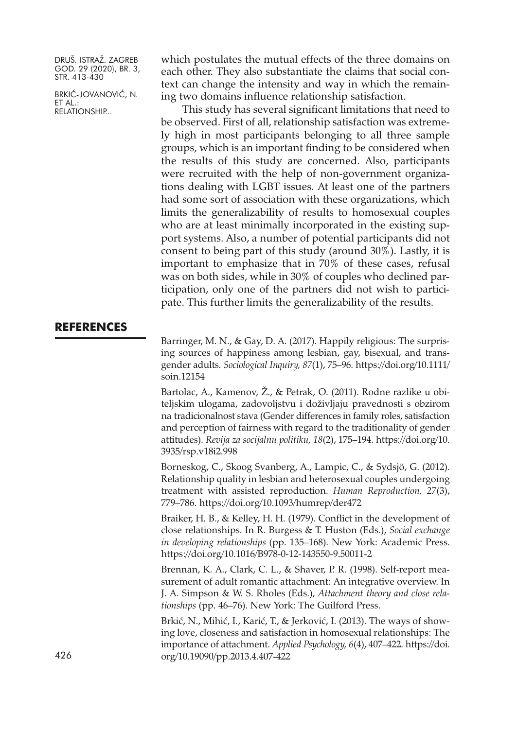which postulates the mutual effects of the three domains on each other. They also substantiate the claims that social context can change the intensity and way in which the remaining two domains influence relationship satisfaction.

This study has several significant limitations that need to be observed. First of all, relationship satisfaction was extremely high in most participants belonging to all three sample groups, which is an important finding to be considered when the results of this study are concerned. Also, participants were recruited with the help of non-government organizations dealing with LGBT issues. At least one of the partners had some sort of association with these organizations, which limits the generalizability of results to homosexual couples who are at least minimally incorporated in the existing support systems. Also, a number of potential participants did not consent to being part of this study (around 30%). Lastly, it is important to emphasize that in 70% of these cases, refusal was on both sides, while in 30% of couples who declined participation, only one of the partners did not wish to participate. This further limits the generalizability of the results.

## REFERENCES

Barringer, M. N., & Gay, D. A. (2017). Happily religious: The surprising sources of happiness among lesbian, gay, bisexual, and transgender adults. *Sociological Inquiry, 87*(1), 75–96. https://doi.org/10.1111/soin.12154

Bartolac, A., Kamenov, Ž., & Petrak, O. (2011). Rodne razlike u obiteljskim ulogama, zadovoljstvu i doživljaju pravednosti s obzirom na tradicionalnost stava (Gender differences in family roles, satisfaction and perception of fairness with regard to the traditionality of gender attitudes). *Revija za socijalnu politiku, 18*(2), 175–194. https://doi.org/10.3935/rsp.v18i2.998

Borneskog, C., Skoog Svanberg, A., Lampic, C., & Sydsjö, G. (2012). Relationship quality in lesbian and heterosexual couples undergoing treatment with assisted reproduction. *Human Reproduction, 27*(3), 779–786. https://doi.org/10.1093/humrep/der472

Braiker, H. B., & Kelley, H. H. (1979). Conflict in the development of close relationships. In R. Burgess & T. Huston (Eds.), *Social exchange in developing relationships* (pp. 135–168). New York: Academic Press. https://doi.org/10.1016/B978-0-12-143550-9.50011-2

Brennan, K. A., Clark, C. L., & Shaver, P. R. (1998). Self-report measurement of adult romantic attachment: An integrative overview. In J. A. Simpson & W. S. Rholes (Eds.), *Attachment theory and close relationships* (pp. 46–76). New York: The Guilford Press.

Brkić, N., Mihić, I., Karić, T., & Jerković, I. (2013). The ways of showing love, closeness and satisfaction in homosexual relationships: The importance of attachment. *Applied Psychology, 6*(4), 407–422. https://doi.org/10.19090/pp.2013.4.407-422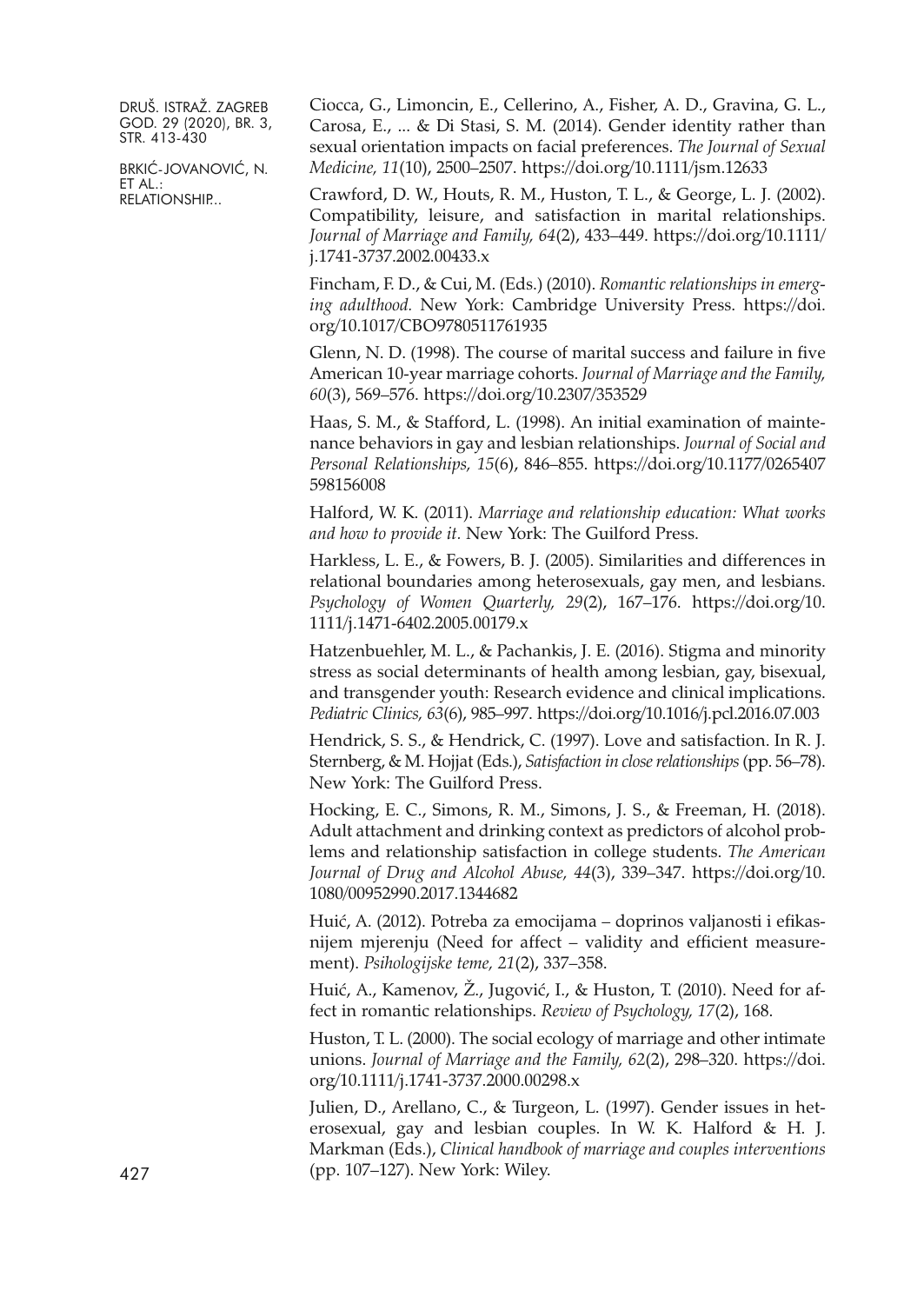Ciocca, G., Limoncin, E., Cellerino, A., Fisher, A. D., Gravina, G. L., Carosa, E., ... & Di Stasi, S. M. (2014). Gender identity rather than sexual orientation impacts on facial preferences. *The Journal of Sexual Medicine, 11*(10), 2500–2507. https://doi.org/10.1111/jsm.12633

Crawford, D. W., Houts, R. M., Huston, T. L., & George, L. J. (2002). Compatibility, leisure, and satisfaction in marital relationships. *Journal of Marriage and Family, 64*(2), 433–449. https://doi.org/10.1111/j.1741-3737.2002.00433.x

Fincham, F. D., & Cui, M. (Eds.) (2010). *Romantic relationships in emerging adulthood.* New York: Cambridge University Press. https://doi.org/10.1017/CBO9780511761935

Glenn, N. D. (1998). The course of marital success and failure in five American 10-year marriage cohorts. *Journal of Marriage and the Family, 60*(3), 569–576. https://doi.org/10.2307/353529

Haas, S. M., & Stafford, L. (1998). An initial examination of maintenance behaviors in gay and lesbian relationships. *Journal of Social and Personal Relationships, 15*(6), 846–855. https://doi.org/10.1177/0265407598156008

Halford, W. K. (2011). *Marriage and relationship education: What works and how to provide it.* New York: The Guilford Press.

Harkless, L. E., & Fowers, B. J. (2005). Similarities and differences in relational boundaries among heterosexuals, gay men, and lesbians. *Psychology of Women Quarterly, 29*(2), 167–176. https://doi.org/10.1111/j.1471-6402.2005.00179.x

Hatzenbuehler, M. L., & Pachankis, J. E. (2016). Stigma and minority stress as social determinants of health among lesbian, gay, bisexual, and transgender youth: Research evidence and clinical implications. *Pediatric Clinics, 63*(6), 985–997. https://doi.org/10.1016/j.pcl.2016.07.003

Hendrick, S. S., & Hendrick, C. (1997). Love and satisfaction. In R. J. Sternberg, & M. Hojjat (Eds.), *Satisfaction in close relationships* (pp. 56–78). New York: The Guilford Press.

Hocking, E. C., Simons, R. M., Simons, J. S., & Freeman, H. (2018). Adult attachment and drinking context as predictors of alcohol problems and relationship satisfaction in college students. *The American Journal of Drug and Alcohol Abuse, 44*(3), 339–347. https://doi.org/10.1080/00952990.2017.1344682

Huić, A. (2012). Potreba za emocijama – doprinos valjanosti i efikasnijem mjerenju (Need for affect – validity and efficient measurement). *Psihologijske teme, 21*(2), 337–358.

Huić, A., Kamenov, Ž., Jugović, I., & Huston, T. (2010). Need for affect in romantic relationships. *Review of Psychology, 17*(2), 168.

Huston, T. L. (2000). The social ecology of marriage and other intimate unions. *Journal of Marriage and the Family, 62*(2), 298–320. https://doi.org/10.1111/j.1741-3737.2000.00298.x

Julien, D., Arellano, C., & Turgeon, L. (1997). Gender issues in heterosexual, gay and lesbian couples. In W. K. Halford & H. J. Markman (Eds.), *Clinical handbook of marriage and couples interventions* (pp. 107–127). New York: Wiley.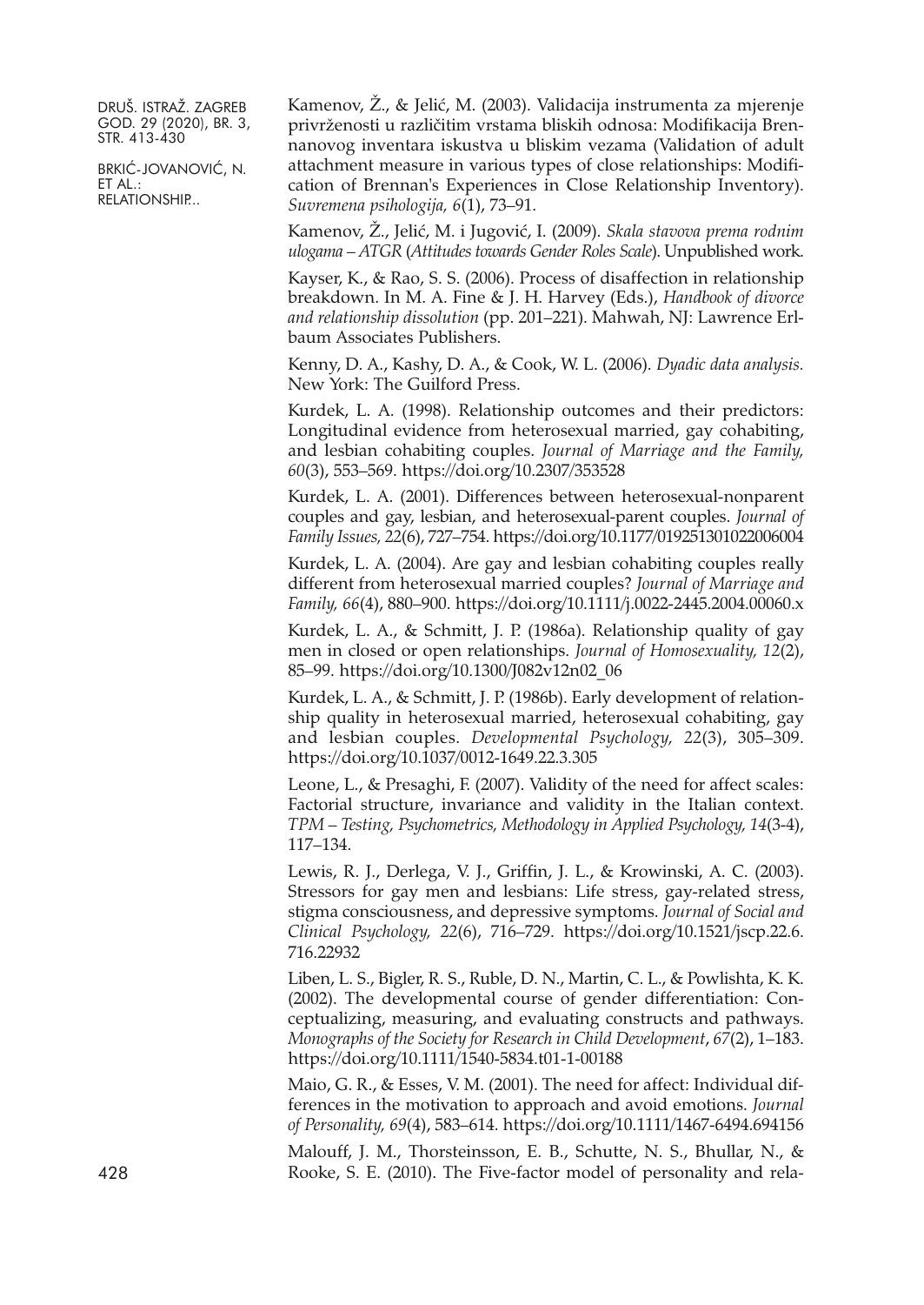Kamenov, Ž., & Jelić, M. (2003). Validacija instrumenta za mjerenje privrženosti u različitim vrstama bliskih odnosa: Modifikacija Brennanovog inventara iskustva u bliskim vezama (Validation of adult attachment measure in various types of close relationships: Modification of Brennan's Experiences in Close Relationship Inventory). *Suvremena psihologija, 6*(1), 73–91.

Kamenov, Ž., Jelić, M. i Jugović, I. (2009). *Skala stavova prema rodnim ulogama – ATGR* (*Attitudes towards Gender Roles Scale*). Unpublished work.

Kayser, K., & Rao, S. S. (2006). Process of disaffection in relationship breakdown. In M. A. Fine & J. H. Harvey (Eds.), *Handbook of divorce and relationship dissolution* (pp. 201–221). Mahwah, NJ: Lawrence Erlbaum Associates Publishers.

Kenny, D. A., Kashy, D. A., & Cook, W. L. (2006). *Dyadic data analysis.* New York: The Guilford Press.

Kurdek, L. A. (1998). Relationship outcomes and their predictors: Longitudinal evidence from heterosexual married, gay cohabiting, and lesbian cohabiting couples. *Journal of Marriage and the Family, 60*(3), 553–569. https://doi.org/10.2307/353528

Kurdek, L. A. (2001). Differences between heterosexual-nonparent couples and gay, lesbian, and heterosexual-parent couples. *Journal of Family Issues,* 22(6), 727–754. https://doi.org/10.1177/019251301022006004

Kurdek, L. A. (2004). Are gay and lesbian cohabiting couples really different from heterosexual married couples? *Journal of Marriage and Family, 66*(4), 880–900. https://doi.org/10.1111/j.0022-2445.2004.00060.x

Kurdek, L. A., & Schmitt, J. P. (1986a). Relationship quality of gay men in closed or open relationships. *Journal of Homosexuality, 12*(2), 85–99. https://doi.org/10.1300/J082v12n02_06

Kurdek, L. A., & Schmitt, J. P. (1986b). Early development of relationship quality in heterosexual married, heterosexual cohabiting, gay and lesbian couples. *Developmental Psychology, 22*(3), 305–309. https://doi.org/10.1037/0012-1649.22.3.305

Leone, L., & Presaghi, F. (2007). Validity of the need for affect scales: Factorial structure, invariance and validity in the Italian context. *TPM – Testing, Psychometrics, Methodology in Applied Psychology, 14*(3-4), 117–134.

Lewis, R. J., Derlega, V. J., Griffin, J. L., & Krowinski, A. C. (2003). Stressors for gay men and lesbians: Life stress, gay-related stress, stigma consciousness, and depressive symptoms. *Journal of Social and Clinical Psychology, 22*(6), 716–729. https://doi.org/10.1521/jscp.22.6.716.22932

Liben, L. S., Bigler, R. S., Ruble, D. N., Martin, C. L., & Powlishta, K. K. (2002). The developmental course of gender differentiation: Conceptualizing, measuring, and evaluating constructs and pathways. *Monographs of the Society for Research in Child Development*, *67*(2), 1–183. https://doi.org/10.1111/1540-5834.t01-1-00188

Maio, G. R., & Esses, V. M. (2001). The need for affect: Individual differences in the motivation to approach and avoid emotions. *Journal of Personality, 69*(4), 583–614. https://doi.org/10.1111/1467-6494.694156

Malouff, J. M., Thorsteinsson, E. B., Schutte, N. S., Bhullar, N., & Rooke, S. E. (2010). The Five-factor model of personality and rela-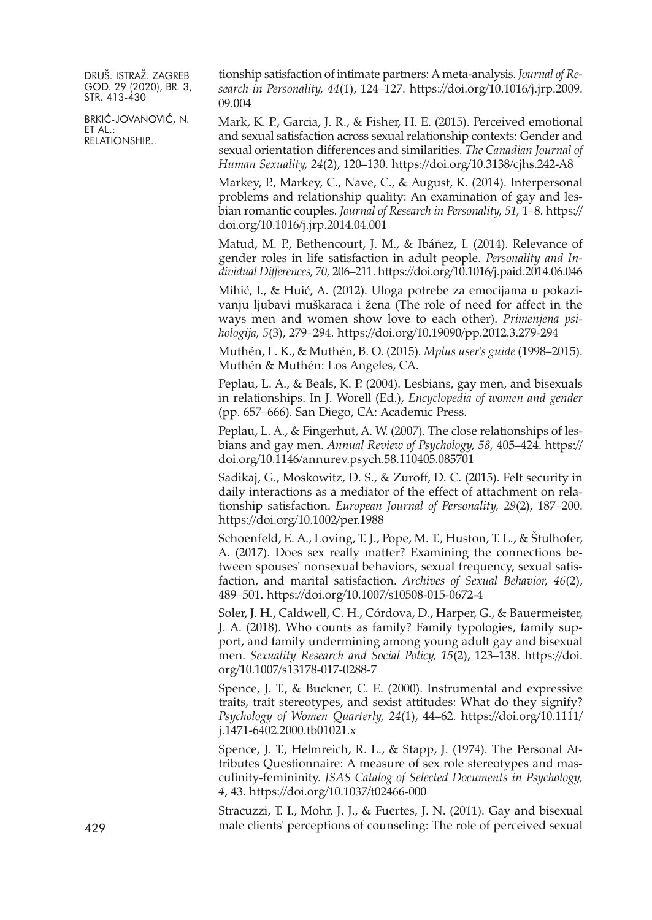tionship satisfaction of intimate partners: A meta-analysis. *Journal of Research in Personality, 44*(1), 124–127. https://doi.org/10.1016/j.jrp.2009.09.004

Mark, K. P., Garcia, J. R., & Fisher, H. E. (2015). Perceived emotional and sexual satisfaction across sexual relationship contexts: Gender and sexual orientation differences and similarities. *The Canadian Journal of Human Sexuality, 24*(2), 120–130. https://doi.org/10.3138/cjhs.242-A8

Markey, P., Markey, C., Nave, C., & August, K. (2014). Interpersonal problems and relationship quality: An examination of gay and lesbian romantic couples. *Journal of Research in Personality, 51*, 1–8. https://doi.org/10.1016/j.jrp.2014.04.001

Matud, M. P., Bethencourt, J. M., & Ibáñez, I. (2014). Relevance of gender roles in life satisfaction in adult people. *Personality and Individual Differences, 70*, 206–211. https://doi.org/10.1016/j.paid.2014.06.046

Mihić, I., & Huić, A. (2012). Uloga potrebe za emocijama u pokazivanju ljubavi muškaraca i žena (The role of need for affect in the ways men and women show love to each other). *Primenjena psihologija, 5*(3), 279–294. https://doi.org/10.19090/pp.2012.3.279-294

Muthén, L. K., & Muthén, B. O. (2015). *Mplus user's guide* (1998–2015). Muthén & Muthén: Los Angeles, CA.

Peplau, L. A., & Beals, K. P. (2004). Lesbians, gay men, and bisexuals in relationships. In J. Worell (Ed.), *Encyclopedia of women and gender* (pp. 657–666). San Diego, CA: Academic Press.

Peplau, L. A., & Fingerhut, A. W. (2007). The close relationships of lesbians and gay men. *Annual Review of Psychology, 58*, 405–424. https://doi.org/10.1146/annurev.psych.58.110405.085701

Sadikaj, G., Moskowitz, D. S., & Zuroff, D. C. (2015). Felt security in daily interactions as a mediator of the effect of attachment on relationship satisfaction. *European Journal of Personality, 29*(2), 187–200. https://doi.org/10.1002/per.1988

Schoenfeld, E. A., Loving, T. J., Pope, M. T., Huston, T. L., & Štulhofer, A. (2017). Does sex really matter? Examining the connections between spouses' nonsexual behaviors, sexual frequency, sexual satisfaction, and marital satisfaction. *Archives of Sexual Behavior, 46*(2), 489–501. https://doi.org/10.1007/s10508-015-0672-4

Soler, J. H., Caldwell, C. H., Córdova, D., Harper, G., & Bauermeister, J. A. (2018). Who counts as family? Family typologies, family support, and family undermining among young adult gay and bisexual men. *Sexuality Research and Social Policy, 15*(2), 123–138. https://doi.org/10.1007/s13178-017-0288-7

Spence, J. T., & Buckner, C. E. (2000). Instrumental and expressive traits, trait stereotypes, and sexist attitudes: What do they signify? *Psychology of Women Quarterly, 24*(1), 44–62. https://doi.org/10.1111/j.1471-6402.2000.tb01021.x

Spence, J. T., Helmreich, R. L., & Stapp, J. (1974). The Personal Attributes Questionnaire: A measure of sex role stereotypes and masculinity-femininity. *JSAS Catalog of Selected Documents in Psychology, 4*, 43. https://doi.org/10.1037/t02466-000

Stracuzzi, T. I., Mohr, J. J., & Fuertes, J. N. (2011). Gay and bisexual male clients' perceptions of counseling: The role of perceived sexual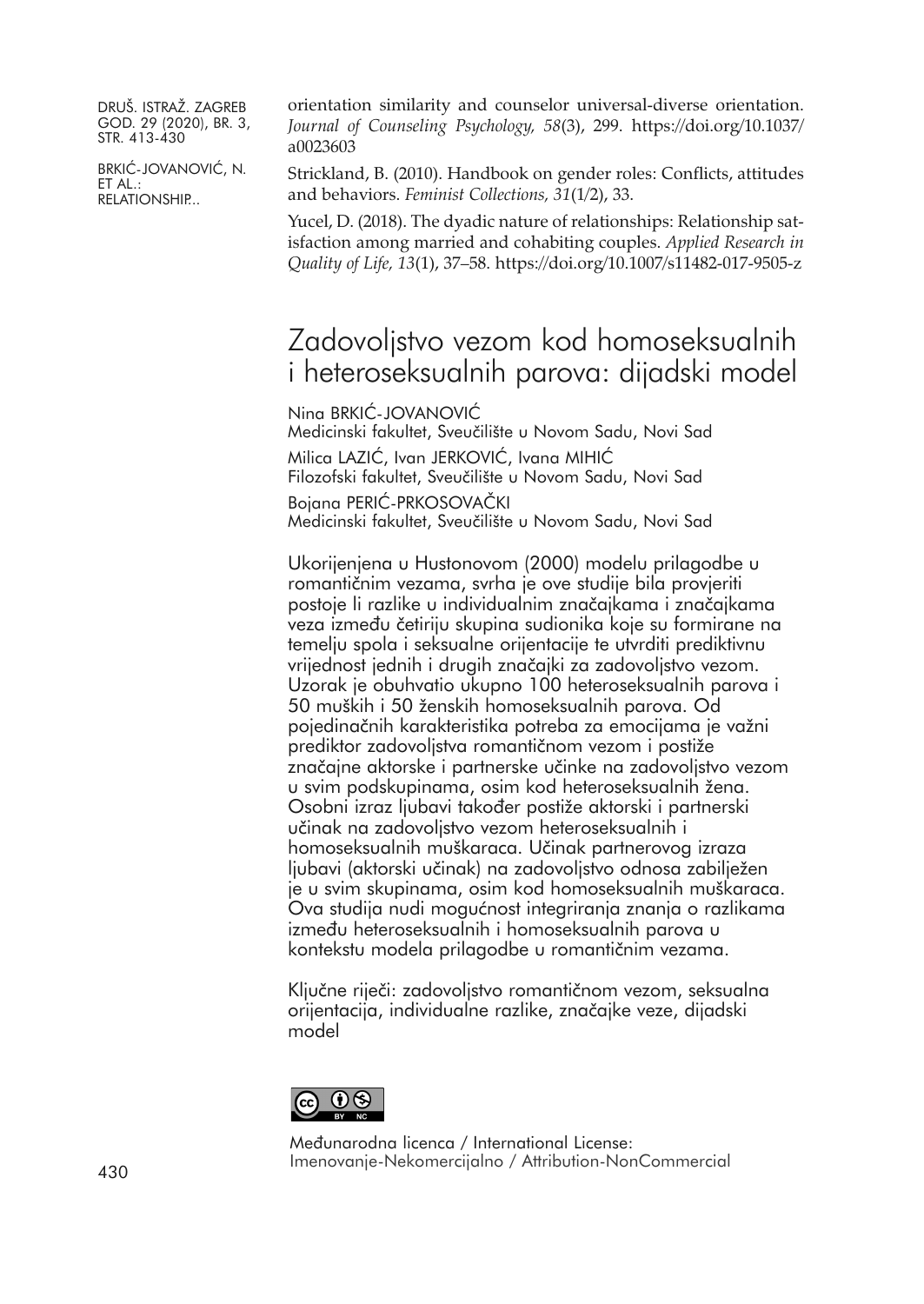orientation similarity and counselor universal-diverse orientation. *Journal of Counseling Psychology, 58*(3), 299. https://doi.org/10.1037/a0023603

Strickland, B. (2010). Handbook on gender roles: Conflicts, attitudes and behaviors. *Feminist Collections, 31*(1/2), 33.

Yucel, D. (2018). The dyadic nature of relationships: Relationship satisfaction among married and cohabiting couples. *Applied Research in Quality of Life, 13*(1), 37–58. https://doi.org/10.1007/s11482-017-9505-z

# Zadovoljstvo vezom kod homoseksualnih i heteroseksualnih parova: dijadski model

Nina BRKIĆ-JOVANOVIĆ
Medicinski fakultet, Sveučilište u Novom Sadu, Novi Sad

Milica LAZIĆ, Ivan JERKOVIĆ, Ivana MIHIĆ
Filozofski fakultet, Sveučilište u Novom Sadu, Novi Sad

Bojana PERIĆ-PRKOSOVAČKI
Medicinski fakultet, Sveučilište u Novom Sadu, Novi Sad

Ukorijenjena u Hustonovom (2000) modelu prilagodbe u romantičnim vezama, svrha je ove studije bila provjeriti postoje li razlike u individualnim značajkama i značajkama veza između četiriju skupina sudionika koje su formirane na temelju spola i seksualne orijentacije te utvrditi prediktivnu vrijednost jednih i drugih značajki za zadovoljstvo vezom. Uzorak je obuhvatio ukupno 100 heteroseksualnih parova i 50 muških i 50 ženskih homoseksualnih parova. Od pojedinačnih karakteristika potreba za emocijama je važni prediktor zadovoljstva romantičnom vezom i postiže značajne aktorske i partnerske učinke na zadovoljstvo vezom u svim podskupinama, osim kod heteroseksualnih žena. Osobni izraz ljubavi također postiže aktorski i partnerski učinak na zadovoljstvo vezom heteroseksualnih i homoseksualnih muškaraca. Učinak partnerovog izraza ljubavi (aktorski učinak) na zadovoljstvo odnosa zabilježen je u svim skupinama, osim kod homoseksualnih muškaraca. Ova studija nudi mogućnost integriranja znanja o razlikama između heteroseksualnih i homoseksualnih parova u kontekstu modela prilagodbe u romantičnim vezama.

Ključne riječi: zadovoljstvo romantičnom vezom, seksualna orijentacija, individualne razlike, značajke veze, dijadski model

Međunarodna licenca / International License:
Imenovanje-Nekomercijalno / Attribution-NonCommercial